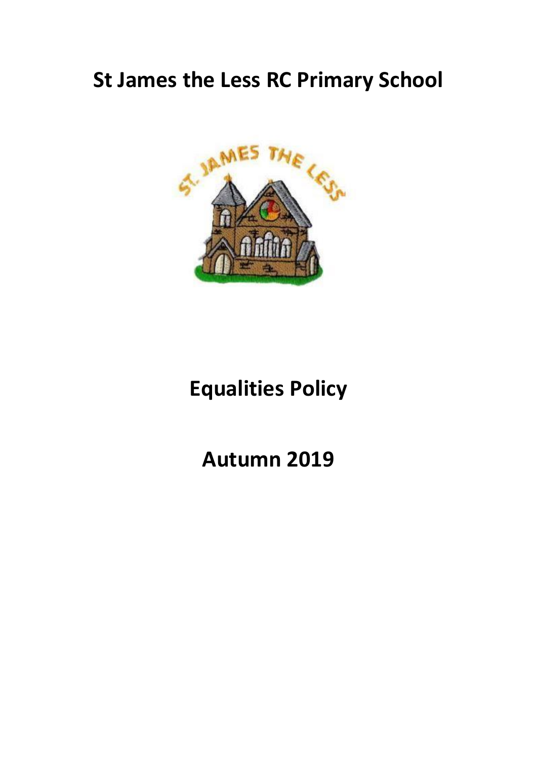# St James the Less RC Primary School

# Equalities Policy

# Autumn 2019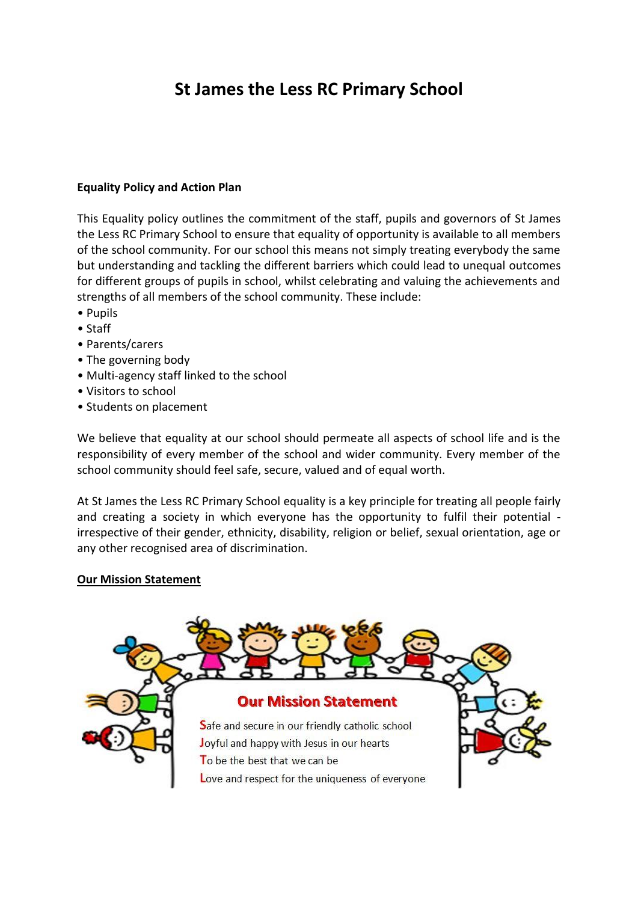# St James the Less RC Primary School

**Equality Policy and Action Plan**

This Equality policy outlines the commitment of the staff, pupils and governors of St James the Less RC Primary School to ensure that equality of opportunity is available to all members of the school community. For our school this means not simply treating everybody the same but understanding and tackling the different barriers which could lead to unequal outcomes for different groups of pupils in school, whilst celebrating and valuing the achievements and strengths of all members of the school community. These include:

- Pupils
- Staff
- Parents/carers
- The governing body
- Multi-agency staff linked to the school
- Visitors to school
- Students on placement

We believe that equality at our school should permeate all aspects of school life and is the responsibility of every member of the school and wider community. Every member of the school community should feel safe, secure, valued and of equal worth.

At St James the Less RC Primary School equality is a key principle for treating all people fairly and creating a society in which everyone has the opportunity to fulfil their potential - irrespective of their gender, ethnicity, disability, religion or belief, sexual orientation, age or any other recognised area of discrimination.

**Our Mission Statement**

Our Mission Statement

Safe and secure in our friendly catholic school
Joyful and happy with Jesus in our hearts
To be the best that we can be
Love and respect for the uniqueness of everyone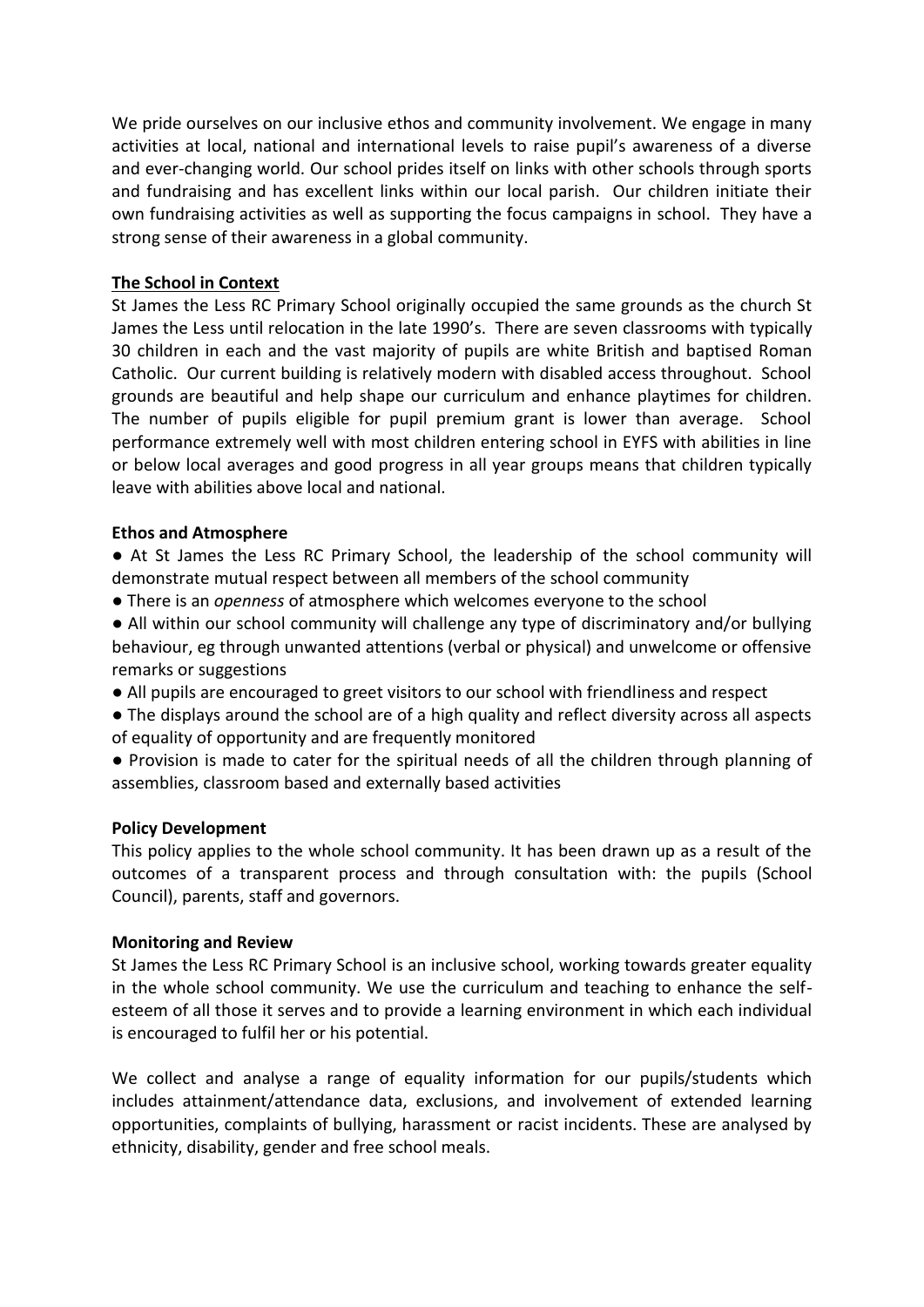We pride ourselves on our inclusive ethos and community involvement. We engage in many activities at local, national and international levels to raise pupil's awareness of a diverse and ever-changing world. Our school prides itself on links with other schools through sports and fundraising and has excellent links within our local parish. Our children initiate their own fundraising activities as well as supporting the focus campaigns in school. They have a strong sense of their awareness in a global community.

**The School in Context**

St James the Less RC Primary School originally occupied the same grounds as the church St James the Less until relocation in the late 1990's. There are seven classrooms with typically 30 children in each and the vast majority of pupils are white British and baptised Roman Catholic. Our current building is relatively modern with disabled access throughout. School grounds are beautiful and help shape our curriculum and enhance playtimes for children. The number of pupils eligible for pupil premium grant is lower than average. School performance extremely well with most children entering school in EYFS with abilities in line or below local averages and good progress in all year groups means that children typically leave with abilities above local and national.

**Ethos and Atmosphere**

- At St James the Less RC Primary School, the leadership of the school community will demonstrate mutual respect between all members of the school community
- There is an *openness* of atmosphere which welcomes everyone to the school
- All within our school community will challenge any type of discriminatory and/or bullying behaviour, eg through unwanted attentions (verbal or physical) and unwelcome or offensive remarks or suggestions
- All pupils are encouraged to greet visitors to our school with friendliness and respect
- The displays around the school are of a high quality and reflect diversity across all aspects of equality of opportunity and are frequently monitored
- Provision is made to cater for the spiritual needs of all the children through planning of assemblies, classroom based and externally based activities

**Policy Development**

This policy applies to the whole school community. It has been drawn up as a result of the outcomes of a transparent process and through consultation with: the pupils (School Council), parents, staff and governors.

**Monitoring and Review**

St James the Less RC Primary School is an inclusive school, working towards greater equality in the whole school community. We use the curriculum and teaching to enhance the self-esteem of all those it serves and to provide a learning environment in which each individual is encouraged to fulfil her or his potential.

We collect and analyse a range of equality information for our pupils/students which includes attainment/attendance data, exclusions, and involvement of extended learning opportunities, complaints of bullying, harassment or racist incidents. These are analysed by ethnicity, disability, gender and free school meals.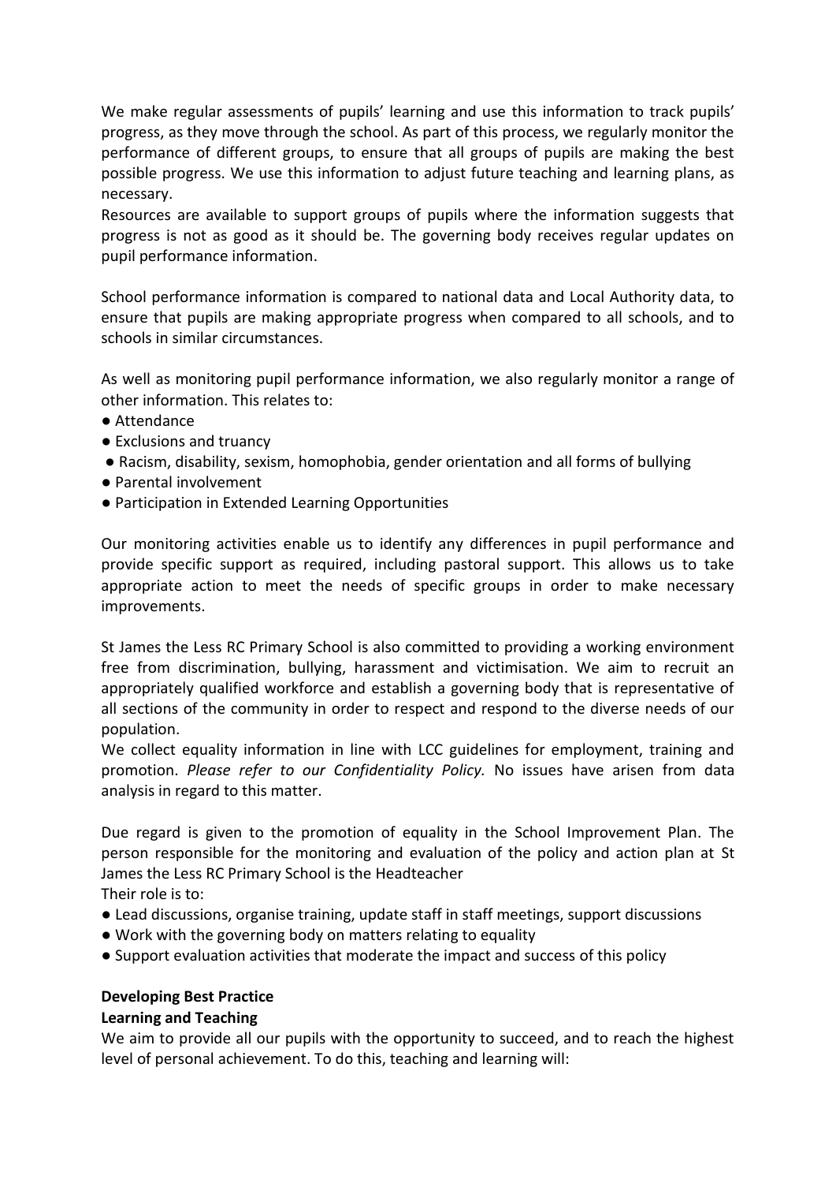We make regular assessments of pupils' learning and use this information to track pupils' progress, as they move through the school. As part of this process, we regularly monitor the performance of different groups, to ensure that all groups of pupils are making the best possible progress. We use this information to adjust future teaching and learning plans, as necessary.
Resources are available to support groups of pupils where the information suggests that progress is not as good as it should be. The governing body receives regular updates on pupil performance information.

School performance information is compared to national data and Local Authority data, to ensure that pupils are making appropriate progress when compared to all schools, and to schools in similar circumstances.

As well as monitoring pupil performance information, we also regularly monitor a range of other information. This relates to:

- Attendance
- Exclusions and truancy
- Racism, disability, sexism, homophobia, gender orientation and all forms of bullying
- Parental involvement
- Participation in Extended Learning Opportunities

Our monitoring activities enable us to identify any differences in pupil performance and provide specific support as required, including pastoral support. This allows us to take appropriate action to meet the needs of specific groups in order to make necessary improvements.

St James the Less RC Primary School is also committed to providing a working environment free from discrimination, bullying, harassment and victimisation. We aim to recruit an appropriately qualified workforce and establish a governing body that is representative of all sections of the community in order to respect and respond to the diverse needs of our population.
We collect equality information in line with LCC guidelines for employment, training and promotion. *Please refer to our Confidentiality Policy.* No issues have arisen from data analysis in regard to this matter.

Due regard is given to the promotion of equality in the School Improvement Plan. The person responsible for the monitoring and evaluation of the policy and action plan at St James the Less RC Primary School is the Headteacher
Their role is to:

- Lead discussions, organise training, update staff in staff meetings, support discussions
- Work with the governing body on matters relating to equality
- Support evaluation activities that moderate the impact and success of this policy

**Developing Best Practice**

**Learning and Teaching**

We aim to provide all our pupils with the opportunity to succeed, and to reach the highest level of personal achievement. To do this, teaching and learning will: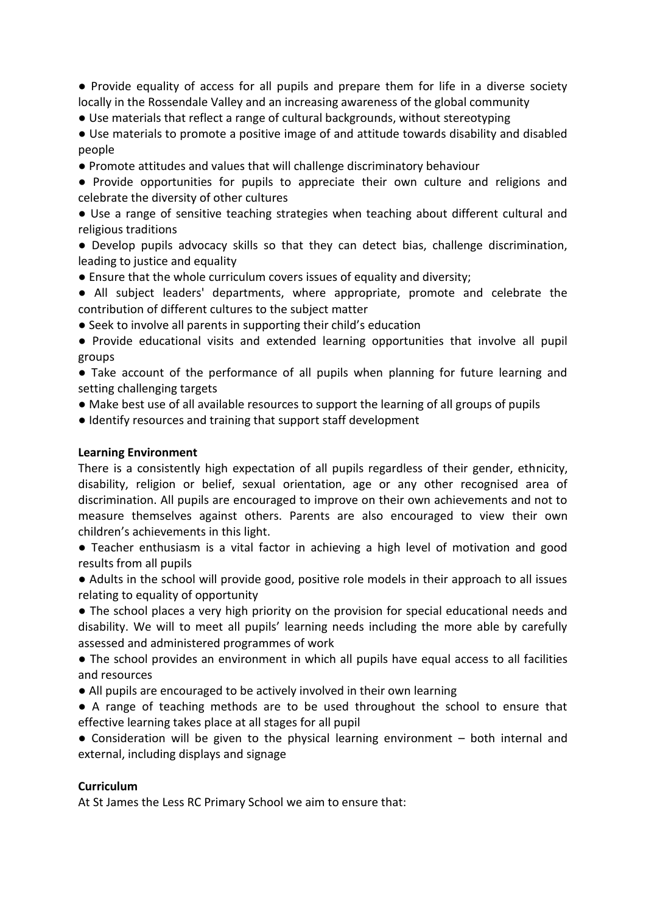- Provide equality of access for all pupils and prepare them for life in a diverse society locally in the Rossendale Valley and an increasing awareness of the global community
- Use materials that reflect a range of cultural backgrounds, without stereotyping
- Use materials to promote a positive image of and attitude towards disability and disabled people
- Promote attitudes and values that will challenge discriminatory behaviour
- Provide opportunities for pupils to appreciate their own culture and religions and celebrate the diversity of other cultures
- Use a range of sensitive teaching strategies when teaching about different cultural and religious traditions
- Develop pupils advocacy skills so that they can detect bias, challenge discrimination, leading to justice and equality
- Ensure that the whole curriculum covers issues of equality and diversity;
- All subject leaders' departments, where appropriate, promote and celebrate the contribution of different cultures to the subject matter
- Seek to involve all parents in supporting their child's education
- Provide educational visits and extended learning opportunities that involve all pupil groups
- Take account of the performance of all pupils when planning for future learning and setting challenging targets
- Make best use of all available resources to support the learning of all groups of pupils
- Identify resources and training that support staff development

**Learning Environment**

There is a consistently high expectation of all pupils regardless of their gender, ethnicity, disability, religion or belief, sexual orientation, age or any other recognised area of discrimination. All pupils are encouraged to improve on their own achievements and not to measure themselves against others. Parents are also encouraged to view their own children's achievements in this light.

- Teacher enthusiasm is a vital factor in achieving a high level of motivation and good results from all pupils
- Adults in the school will provide good, positive role models in their approach to all issues relating to equality of opportunity
- The school places a very high priority on the provision for special educational needs and disability. We will to meet all pupils' learning needs including the more able by carefully assessed and administered programmes of work
- The school provides an environment in which all pupils have equal access to all facilities and resources
- All pupils are encouraged to be actively involved in their own learning
- A range of teaching methods are to be used throughout the school to ensure that effective learning takes place at all stages for all pupil
- Consideration will be given to the physical learning environment – both internal and external, including displays and signage

**Curriculum**

At St James the Less RC Primary School we aim to ensure that: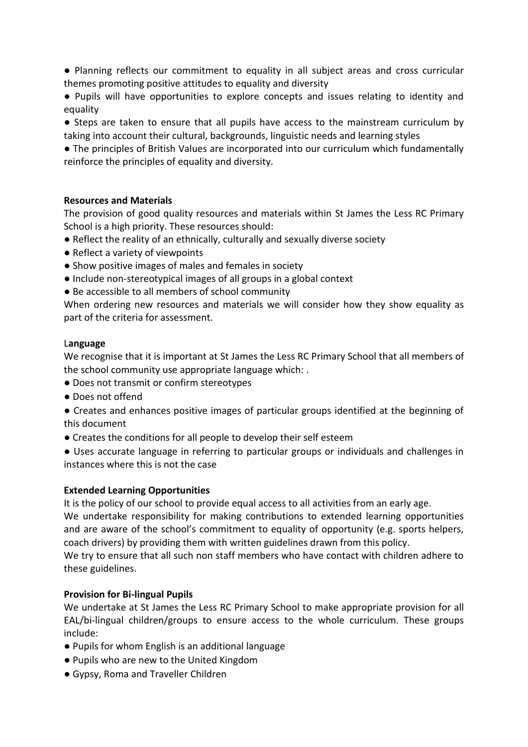- Planning reflects our commitment to equality in all subject areas and cross curricular themes promoting positive attitudes to equality and diversity
- Pupils will have opportunities to explore concepts and issues relating to identity and equality
- Steps are taken to ensure that all pupils have access to the mainstream curriculum by taking into account their cultural, backgrounds, linguistic needs and learning styles
- The principles of British Values are incorporated into our curriculum which fundamentally reinforce the principles of equality and diversity.

**Resources and Materials**

The provision of good quality resources and materials within St James the Less RC Primary School is a high priority. These resources should:

- Reflect the reality of an ethnically, culturally and sexually diverse society
- Reflect a variety of viewpoints
- Show positive images of males and females in society
- Include non-stereotypical images of all groups in a global context
- Be accessible to all members of school community

When ordering new resources and materials we will consider how they show equality as part of the criteria for assessment.

**Language**

We recognise that it is important at St James the Less RC Primary School that all members of the school community use appropriate language which: .

- Does not transmit or confirm stereotypes
- Does not offend
- Creates and enhances positive images of particular groups identified at the beginning of this document
- Creates the conditions for all people to develop their self esteem
- Uses accurate language in referring to particular groups or individuals and challenges in instances where this is not the case

**Extended Learning Opportunities**

It is the policy of our school to provide equal access to all activities from an early age.

We undertake responsibility for making contributions to extended learning opportunities and are aware of the school's commitment to equality of opportunity (e.g. sports helpers, coach drivers) by providing them with written guidelines drawn from this policy.

We try to ensure that all such non staff members who have contact with children adhere to these guidelines.

**Provision for Bi-lingual Pupils**

We undertake at St James the Less RC Primary School to make appropriate provision for all EAL/bi-lingual children/groups to ensure access to the whole curriculum. These groups include:

- Pupils for whom English is an additional language
- Pupils who are new to the United Kingdom
- Gypsy, Roma and Traveller Children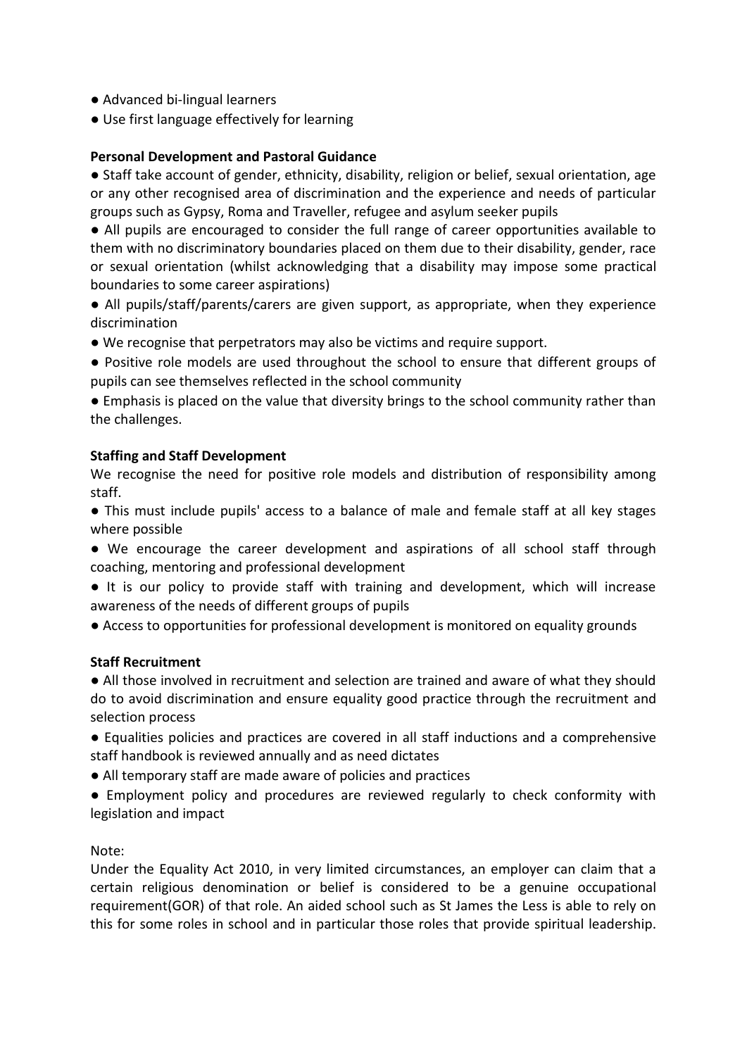- Advanced bi-lingual learners
- Use first language effectively for learning

**Personal Development and Pastoral Guidance**

- Staff take account of gender, ethnicity, disability, religion or belief, sexual orientation, age or any other recognised area of discrimination and the experience and needs of particular groups such as Gypsy, Roma and Traveller, refugee and asylum seeker pupils
- All pupils are encouraged to consider the full range of career opportunities available to them with no discriminatory boundaries placed on them due to their disability, gender, race or sexual orientation (whilst acknowledging that a disability may impose some practical boundaries to some career aspirations)
- All pupils/staff/parents/carers are given support, as appropriate, when they experience discrimination
- We recognise that perpetrators may also be victims and require support.
- Positive role models are used throughout the school to ensure that different groups of pupils can see themselves reflected in the school community
- Emphasis is placed on the value that diversity brings to the school community rather than the challenges.

**Staffing and Staff Development**

We recognise the need for positive role models and distribution of responsibility among staff.

- This must include pupils' access to a balance of male and female staff at all key stages where possible
- We encourage the career development and aspirations of all school staff through coaching, mentoring and professional development
- It is our policy to provide staff with training and development, which will increase awareness of the needs of different groups of pupils
- Access to opportunities for professional development is monitored on equality grounds

**Staff Recruitment**

- All those involved in recruitment and selection are trained and aware of what they should do to avoid discrimination and ensure equality good practice through the recruitment and selection process
- Equalities policies and practices are covered in all staff inductions and a comprehensive staff handbook is reviewed annually and as need dictates
- All temporary staff are made aware of policies and practices
- Employment policy and procedures are reviewed regularly to check conformity with legislation and impact

Note:
Under the Equality Act 2010, in very limited circumstances, an employer can claim that a certain religious denomination or belief is considered to be a genuine occupational requirement(GOR) of that role. An aided school such as St James the Less is able to rely on this for some roles in school and in particular those roles that provide spiritual leadership.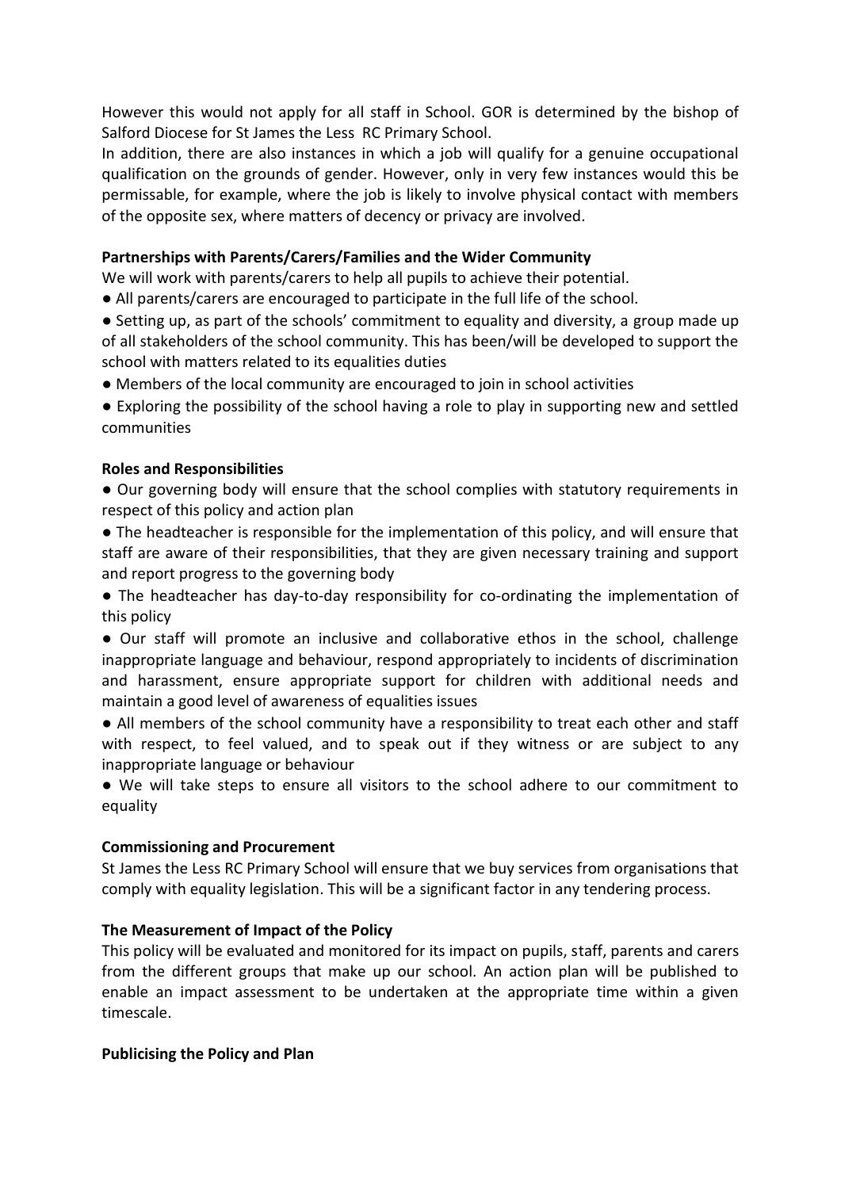However this would not apply for all staff in School. GOR is determined by the bishop of Salford Diocese for St James the Less RC Primary School.

In addition, there are also instances in which a job will qualify for a genuine occupational qualification on the grounds of gender. However, only in very few instances would this be permissable, for example, where the job is likely to involve physical contact with members of the opposite sex, where matters of decency or privacy are involved.

**Partnerships with Parents/Carers/Families and the Wider Community**

We will work with parents/carers to help all pupils to achieve their potential.

- All parents/carers are encouraged to participate in the full life of the school.
- Setting up, as part of the schools' commitment to equality and diversity, a group made up of all stakeholders of the school community. This has been/will be developed to support the school with matters related to its equalities duties
- Members of the local community are encouraged to join in school activities
- Exploring the possibility of the school having a role to play in supporting new and settled communities

**Roles and Responsibilities**

- Our governing body will ensure that the school complies with statutory requirements in respect of this policy and action plan
- The headteacher is responsible for the implementation of this policy, and will ensure that staff are aware of their responsibilities, that they are given necessary training and support and report progress to the governing body
- The headteacher has day-to-day responsibility for co-ordinating the implementation of this policy
- Our staff will promote an inclusive and collaborative ethos in the school, challenge inappropriate language and behaviour, respond appropriately to incidents of discrimination and harassment, ensure appropriate support for children with additional needs and maintain a good level of awareness of equalities issues
- All members of the school community have a responsibility to treat each other and staff with respect, to feel valued, and to speak out if they witness or are subject to any inappropriate language or behaviour
- We will take steps to ensure all visitors to the school adhere to our commitment to equality

**Commissioning and Procurement**

St James the Less RC Primary School will ensure that we buy services from organisations that comply with equality legislation. This will be a significant factor in any tendering process.

**The Measurement of Impact of the Policy**

This policy will be evaluated and monitored for its impact on pupils, staff, parents and carers from the different groups that make up our school. An action plan will be published to enable an impact assessment to be undertaken at the appropriate time within a given timescale.

**Publicising the Policy and Plan**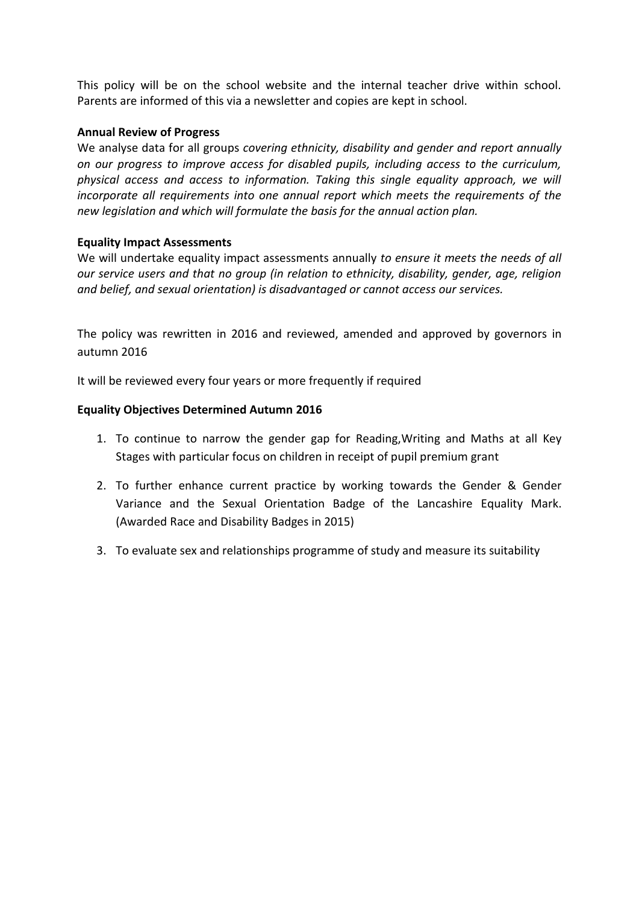This policy will be on the school website and the internal teacher drive within school. Parents are informed of this via a newsletter and copies are kept in school.

**Annual Review of Progress**

We analyse data for all groups *covering ethnicity, disability and gender and report annually on our progress to improve access for disabled pupils, including access to the curriculum, physical access and access to information. Taking this single equality approach, we will incorporate all requirements into one annual report which meets the requirements of the new legislation and which will formulate the basis for the annual action plan.*

**Equality Impact Assessments**

We will undertake equality impact assessments annually *to ensure it meets the needs of all our service users and that no group (in relation to ethnicity, disability, gender, age, religion and belief, and sexual orientation) is disadvantaged or cannot access our services.*

The policy was rewritten in 2016 and reviewed, amended and approved by governors in autumn 2016

It will be reviewed every four years or more frequently if required

**Equality Objectives Determined Autumn 2016**

1. To continue to narrow the gender gap for Reading,Writing and Maths at all Key Stages with particular focus on children in receipt of pupil premium grant
2. To further enhance current practice by working towards the Gender & Gender Variance and the Sexual Orientation Badge of the Lancashire Equality Mark. (Awarded Race and Disability Badges in 2015)
3. To evaluate sex and relationships programme of study and measure its suitability